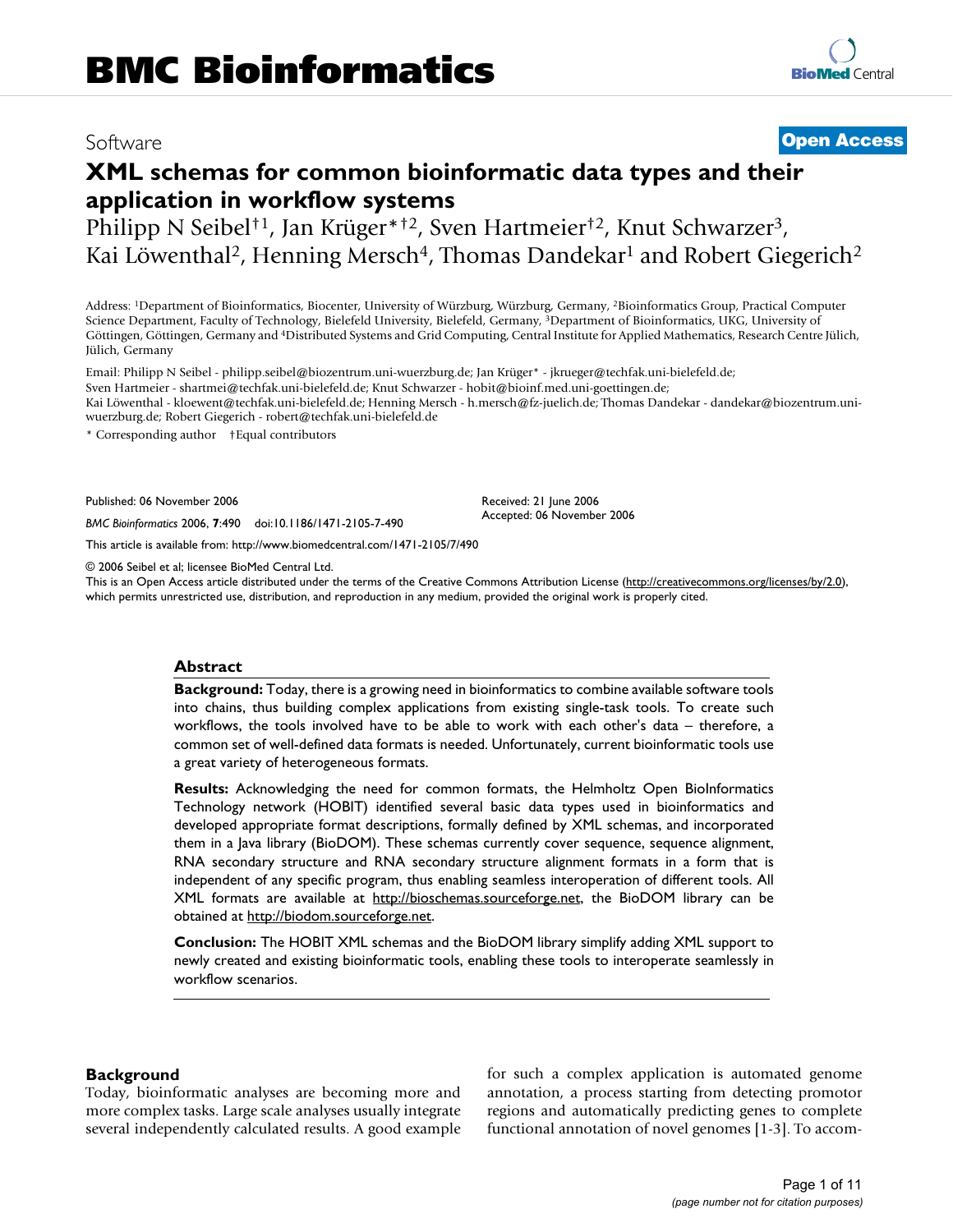Software

**Open Access**

# XML schemas for common bioinformatic data types and their application in workflow systems

Philipp N Seibel[†1], Jan Krüger*[†2], Sven Hartmeier[†2], Knut Schwarzer[3], Kai Löwenthal[2], Henning Mersch[4], Thomas Dandekar[1] and Robert Giegerich[2]

Address: [1]Department of Bioinformatics, Biocenter, University of Würzburg, Würzburg, Germany, [2]Bioinformatics Group, Practical Computer Science Department, Faculty of Technology, Bielefeld University, Bielefeld, Germany, [3]Department of Bioinformatics, UKG, University of Göttingen, Göttingen, Germany and [4]Distributed Systems and Grid Computing, Central Institute for Applied Mathematics, Research Centre Jülich, Jülich, Germany

Email: Philipp N Seibel - philipp.seibel@biozentrum.uni-wuerzburg.de; Jan Krüger* - jkrueger@techfak.uni-bielefeld.de; Sven Hartmeier - shartmei@techfak.uni-bielefeld.de; Knut Schwarzer - hobit@bioinf.med.uni-goettingen.de; Kai Löwenthal - kloewent@techfak.uni-bielefeld.de; Henning Mersch - h.mersch@fz-juelich.de; Thomas Dandekar - dandekar@biozentrum.uni-wuerzburg.de; Robert Giegerich - robert@techfak.uni-bielefeld.de

\* Corresponding author †Equal contributors

Published: 06 November 2006

*BMC Bioinformatics* 2006, **7**:490 doi:10.1186/1471-2105-7-490

Received: 21 June 2006
Accepted: 06 November 2006

This article is available from: http://www.biomedcentral.com/1471-2105/7/490

© 2006 Seibel et al; licensee BioMed Central Ltd.
This is an Open Access article distributed under the terms of the Creative Commons Attribution License (http://creativecommons.org/licenses/by/2.0), which permits unrestricted use, distribution, and reproduction in any medium, provided the original work is properly cited.

## Abstract

**Background:** Today, there is a growing need in bioinformatics to combine available software tools into chains, thus building complex applications from existing single-task tools. To create such workflows, the tools involved have to be able to work with each other's data – therefore, a common set of well-defined data formats is needed. Unfortunately, current bioinformatic tools use a great variety of heterogeneous formats.

**Results:** Acknowledging the need for common formats, the Helmholtz Open BioInformatics Technology network (HOBIT) identified several basic data types used in bioinformatics and developed appropriate format descriptions, formally defined by XML schemas, and incorporated them in a Java library (BioDOM). These schemas currently cover sequence, sequence alignment, RNA secondary structure and RNA secondary structure alignment formats in a form that is independent of any specific program, thus enabling seamless interoperation of different tools. All XML formats are available at http://bioschemas.sourceforge.net, the BioDOM library can be obtained at http://biodom.sourceforge.net.

**Conclusion:** The HOBIT XML schemas and the BioDOM library simplify adding XML support to newly created and existing bioinformatic tools, enabling these tools to interoperate seamlessly in workflow scenarios.

## Background

Today, bioinformatic analyses are becoming more and more complex tasks. Large scale analyses usually integrate several independently calculated results. A good example for such a complex application is automated genome annotation, a process starting from detecting promotor regions and automatically predicting genes to complete functional annotation of novel genomes [1-3]. To accom-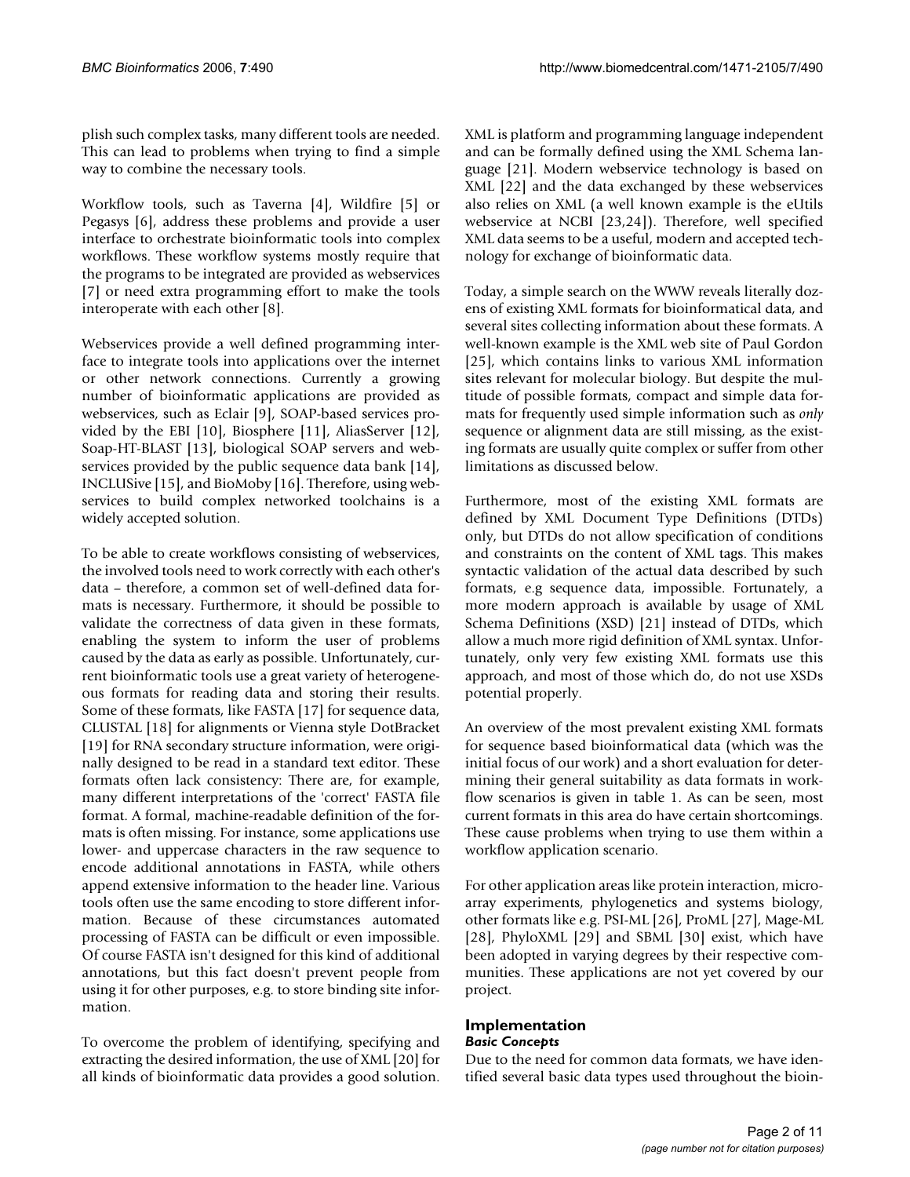plish such complex tasks, many different tools are needed. This can lead to problems when trying to find a simple way to combine the necessary tools.

Workflow tools, such as Taverna [4], Wildfire [5] or Pegasys [6], address these problems and provide a user interface to orchestrate bioinformatic tools into complex workflows. These workflow systems mostly require that the programs to be integrated are provided as webservices [7] or need extra programming effort to make the tools interoperate with each other [8].

Webservices provide a well defined programming interface to integrate tools into applications over the internet or other network connections. Currently a growing number of bioinformatic applications are provided as webservices, such as Eclair [9], SOAP-based services provided by the EBI [10], Biosphere [11], AliasServer [12], Soap-HT-BLAST [13], biological SOAP servers and webservices provided by the public sequence data bank [14], INCLUSive [15], and BioMoby [16]. Therefore, using webservices to build complex networked toolchains is a widely accepted solution.

To be able to create workflows consisting of webservices, the involved tools need to work correctly with each other's data – therefore, a common set of well-defined data formats is necessary. Furthermore, it should be possible to validate the correctness of data given in these formats, enabling the system to inform the user of problems caused by the data as early as possible. Unfortunately, current bioinformatic tools use a great variety of heterogeneous formats for reading data and storing their results. Some of these formats, like FASTA [17] for sequence data, CLUSTAL [18] for alignments or Vienna style DotBracket [19] for RNA secondary structure information, were originally designed to be read in a standard text editor. These formats often lack consistency: There are, for example, many different interpretations of the 'correct' FASTA file format. A formal, machine-readable definition of the formats is often missing. For instance, some applications use lower- and uppercase characters in the raw sequence to encode additional annotations in FASTA, while others append extensive information to the header line. Various tools often use the same encoding to store different information. Because of these circumstances automated processing of FASTA can be difficult or even impossible. Of course FASTA isn't designed for this kind of additional annotations, but this fact doesn't prevent people from using it for other purposes, e.g. to store binding site information.

To overcome the problem of identifying, specifying and extracting the desired information, the use of XML [20] for all kinds of bioinformatic data provides a good solution. XML is platform and programming language independent and can be formally defined using the XML Schema language [21]. Modern webservice technology is based on XML [22] and the data exchanged by these webservices also relies on XML (a well known example is the eUtils webservice at NCBI [23,24]). Therefore, well specified XML data seems to be a useful, modern and accepted technology for exchange of bioinformatic data.

Today, a simple search on the WWW reveals literally dozens of existing XML formats for bioinformatical data, and several sites collecting information about these formats. A well-known example is the XML web site of Paul Gordon [25], which contains links to various XML information sites relevant for molecular biology. But despite the multitude of possible formats, compact and simple data formats for frequently used simple information such as *only* sequence or alignment data are still missing, as the existing formats are usually quite complex or suffer from other limitations as discussed below.

Furthermore, most of the existing XML formats are defined by XML Document Type Definitions (DTDs) only, but DTDs do not allow specification of conditions and constraints on the content of XML tags. This makes syntactic validation of the actual data described by such formats, e.g sequence data, impossible. Fortunately, a more modern approach is available by usage of XML Schema Definitions (XSD) [21] instead of DTDs, which allow a much more rigid definition of XML syntax. Unfortunately, only very few existing XML formats use this approach, and most of those which do, do not use XSDs potential properly.

An overview of the most prevalent existing XML formats for sequence based bioinformatical data (which was the initial focus of our work) and a short evaluation for determining their general suitability as data formats in workflow scenarios is given in table 1. As can be seen, most current formats in this area do have certain shortcomings. These cause problems when trying to use them within a workflow application scenario.

For other application areas like protein interaction, microarray experiments, phylogenetics and systems biology, other formats like e.g. PSI-ML [26], ProML [27], Mage-ML [28], PhyloXML [29] and SBML [30] exist, which have been adopted in varying degrees by their respective communities. These applications are not yet covered by our project.

## Implementation

### *Basic Concepts*

Due to the need for common data formats, we have identified several basic data types used throughout the bioin-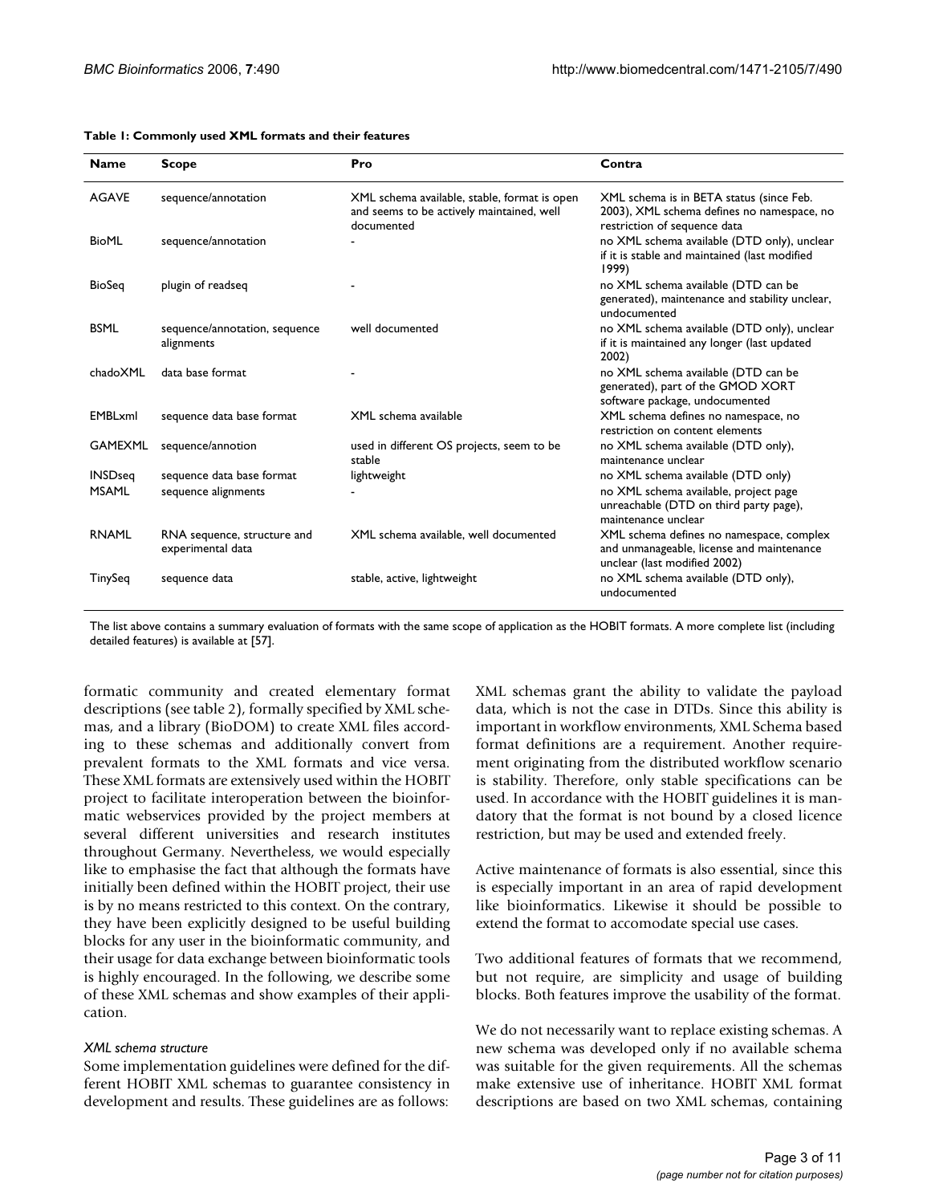**Table 1: Commonly used XML formats and their features**

| Name | Scope | Pro | Contra |
|---|---|---|---|
| AGAVE | sequence/annotation | XML schema available, stable, format is open and seems to be actively maintained, well documented | XML schema is in BETA status (since Feb. 2003), XML schema defines no namespace, no restriction of sequence data |
| BioML | sequence/annotation | - | no XML schema available (DTD only), unclear if it is stable and maintained (last modified 1999) |
| BioSeq | plugin of readseq | - | no XML schema available (DTD can be generated), maintenance and stability unclear, undocumented |
| BSML | sequence/annotation, sequence alignments | well documented | no XML schema available (DTD only), unclear if it is maintained any longer (last updated 2002) |
| chadoXML | data base format | - | no XML schema available (DTD can be generated), part of the GMOD XORT software package, undocumented |
| EMBLxml | sequence data base format | XML schema available | XML schema defines no namespace, no restriction on content elements |
| GAMEXML | sequence/annotion | used in different OS projects, seem to be stable | no XML schema available (DTD only), maintenance unclear |
| INSDseq | sequence data base format | lightweight | no XML schema available (DTD only) |
| MSAML | sequence alignments | - | no XML schema available, project page unreachable (DTD on third party page), maintenance unclear |
| RNAML | RNA sequence, structure and experimental data | XML schema available, well documented | XML schema defines no namespace, complex and unmanageable, license and maintenance unclear (last modified 2002) |
| TinySeq | sequence data | stable, active, lightweight | no XML schema available (DTD only), undocumented |

The list above contains a summary evaluation of formats with the same scope of application as the HOBIT formats. A more complete list (including detailed features) is available at [57].

formatic community and created elementary format descriptions (see table 2), formally specified by XML schemas, and a library (BioDOM) to create XML files according to these schemas and additionally convert from prevalent formats to the XML formats and vice versa. These XML formats are extensively used within the HOBIT project to facilitate interoperation between the bioinformatic webservices provided by the project members at several different universities and research institutes throughout Germany. Nevertheless, we would especially like to emphasise the fact that although the formats have initially been defined within the HOBIT project, their use is by no means restricted to this context. On the contrary, they have been explicitly designed to be useful building blocks for any user in the bioinformatic community, and their usage for data exchange between bioinformatic tools is highly encouraged. In the following, we describe some of these XML schemas and show examples of their application.

### *XML schema structure*

Some implementation guidelines were defined for the different HOBIT XML schemas to guarantee consistency in development and results. These guidelines are as follows: XML schemas grant the ability to validate the payload data, which is not the case in DTDs. Since this ability is important in workflow environments, XML Schema based format definitions are a requirement. Another requirement originating from the distributed workflow scenario is stability. Therefore, only stable specifications can be used. In accordance with the HOBIT guidelines it is mandatory that the format is not bound by a closed licence restriction, but may be used and extended freely.

Active maintenance of formats is also essential, since this is especially important in an area of rapid development like bioinformatics. Likewise it should be possible to extend the format to accomodate special use cases.

Two additional features of formats that we recommend, but not require, are simplicity and usage of building blocks. Both features improve the usability of the format.

We do not necessarily want to replace existing schemas. A new schema was developed only if no available schema was suitable for the given requirements. All the schemas make extensive use of inheritance. HOBIT XML format descriptions are based on two XML schemas, containing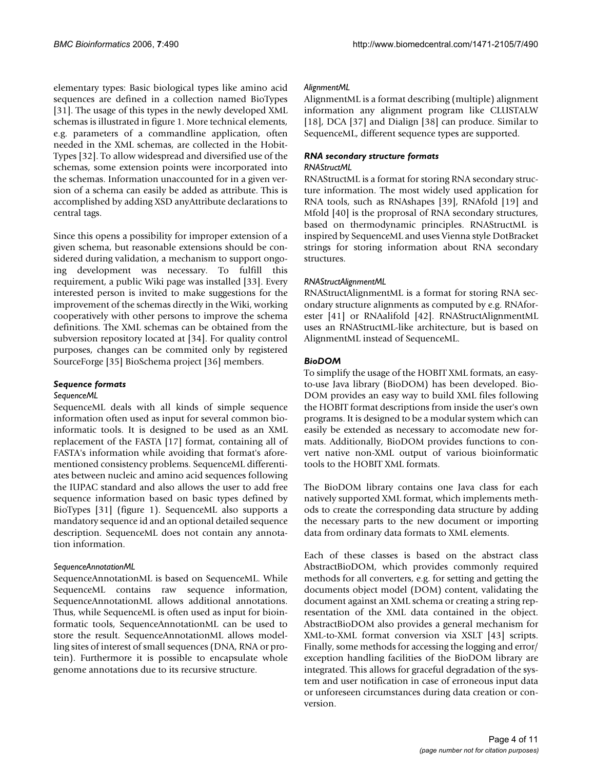elementary types: Basic biological types like amino acid sequences are defined in a collection named BioTypes [31]. The usage of this types in the newly developed XML schemas is illustrated in figure 1. More technical elements, e.g. parameters of a commandline application, often needed in the XML schemas, are collected in the Hobit-Types [32]. To allow widespread and diversified use of the schemas, some extension points were incorporated into the schemas. Information unaccounted for in a given version of a schema can easily be added as attribute. This is accomplished by adding XSD anyAttribute declarations to central tags.

Since this opens a possibility for improper extension of a given schema, but reasonable extensions should be considered during validation, a mechanism to support ongoing development was necessary. To fulfill this requirement, a public Wiki page was installed [33]. Every interested person is invited to make suggestions for the improvement of the schemas directly in the Wiki, working cooperatively with other persons to improve the schema definitions. The XML schemas can be obtained from the subversion repository located at [34]. For quality control purposes, changes can be commited only by registered SourceForge [35] BioSchema project [36] members.

### Sequence formats

#### SequenceML

SequenceML deals with all kinds of simple sequence information often used as input for several common bioinformatic tools. It is designed to be used as an XML replacement of the FASTA [17] format, containing all of FASTA's information while avoiding that format's aforementioned consistency problems. SequenceML differentiates between nucleic and amino acid sequences following the IUPAC standard and also allows the user to add free sequence information based on basic types defined by BioTypes [31] (figure 1). SequenceML also supports a mandatory sequence id and an optional detailed sequence description. SequenceML does not contain any annotation information.

#### SequenceAnnotationML

SequenceAnnotationML is based on SequenceML. While SequenceML contains raw sequence information, SequenceAnnotationML allows additional annotations. Thus, while SequenceML is often used as input for bioinformatic tools, SequenceAnnotationML can be used to store the result. SequenceAnnotationML allows modelling sites of interest of small sequences (DNA, RNA or protein). Furthermore it is possible to encapsulate whole genome annotations due to its recursive structure.

#### AlignmentML

AlignmentML is a format describing (multiple) alignment information any alignment program like CLUSTALW [18], DCA [37] and Dialign [38] can produce. Similar to SequenceML, different sequence types are supported.

### RNA secondary structure formats

#### RNAStructML

RNAStructML is a format for storing RNA secondary structure information. The most widely used application for RNA tools, such as RNAshapes [39], RNAfold [19] and Mfold [40] is the proprosal of RNA secondary structures, based on thermodynamic principles. RNAStructML is inspired by SequenceML and uses Vienna style DotBracket strings for storing information about RNA secondary structures.

#### RNAStructAlignmentML

RNAStructAlignmentML is a format for storing RNA secondary structure alignments as computed by e.g. RNAforester [41] or RNAalifold [42]. RNAStructAlignmentML uses an RNAStructML-like architecture, but is based on AlignmentML instead of SequenceML.

### BioDOM

To simplify the usage of the HOBIT XML formats, an easy-to-use Java library (BioDOM) has been developed. BioDOM provides an easy way to build XML files following the HOBIT format descriptions from inside the user's own programs. It is designed to be a modular system which can easily be extended as necessary to accomodate new formats. Additionally, BioDOM provides functions to convert native non-XML output of various bioinformatic tools to the HOBIT XML formats.

The BioDOM library contains one Java class for each natively supported XML format, which implements methods to create the corresponding data structure by adding the necessary parts to the new document or importing data from ordinary data formats to XML elements.

Each of these classes is based on the abstract class AbstractBioDOM, which provides commonly required methods for all converters, e.g. for setting and getting the documents object model (DOM) content, validating the document against an XML schema or creating a string representation of the XML data contained in the object. AbstractBioDOM also provides a general mechanism for XML-to-XML format conversion via XSLT [43] scripts. Finally, some methods for accessing the logging and error/exception handling facilities of the BioDOM library are integrated. This allows for graceful degradation of the system and user notification in case of erroneous input data or unforeseen circumstances during data creation or conversion.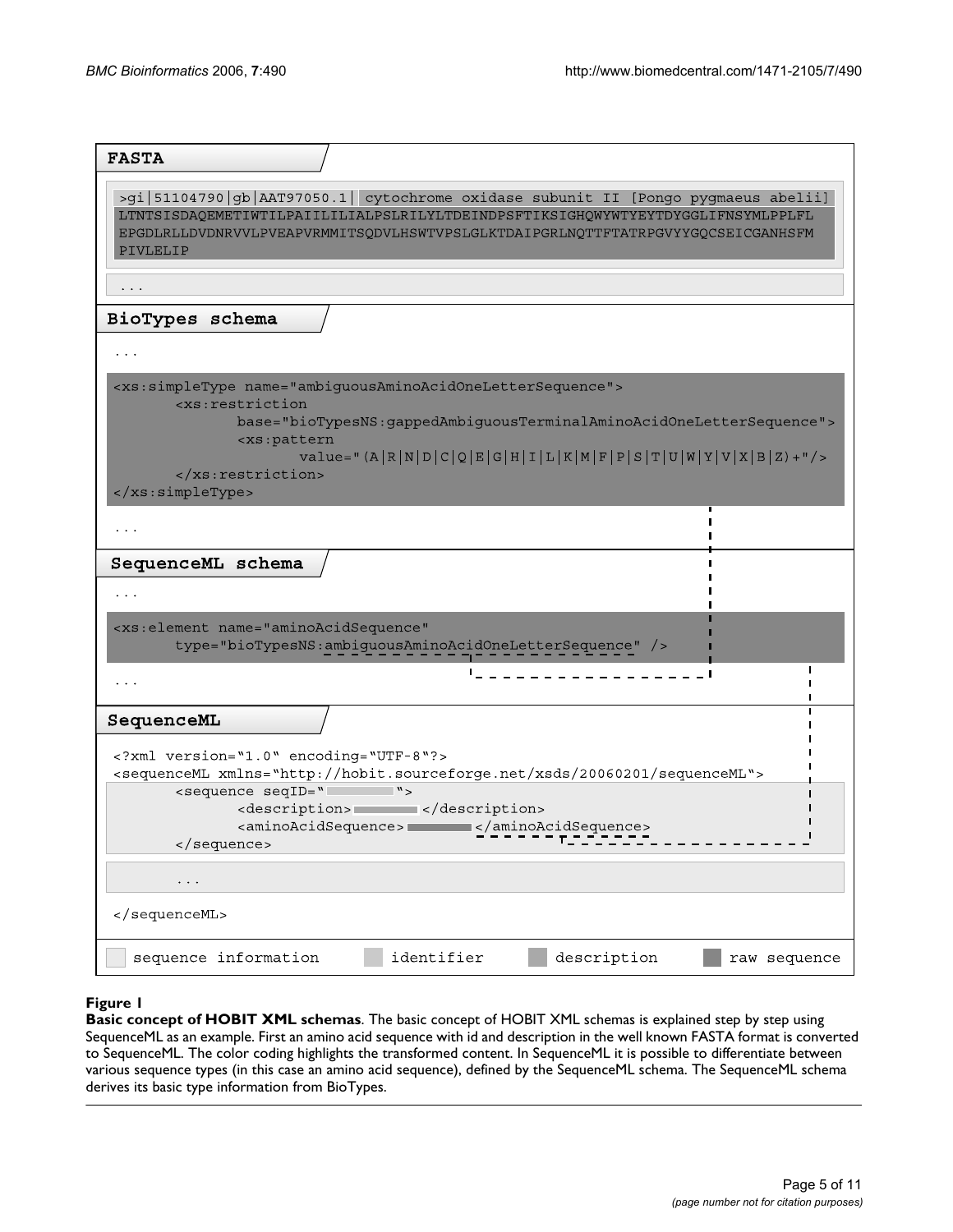**FASTA**

```
>gi|51104790|gb|AAT97050.1| cytochrome oxidase subunit II [Pongo pygmaeus abelii]
LTNTSISDAQEMETIWTILPAIILILIALPSLRILYLTDEINDPSFTIKSIGHQWYWTYEYTDYGGLIFNSYMLPPLFL
EPGDLRLLDVDNRVVLPVEAPVRMMITSQDVLHSWTVPSLGLKTDAIPGRLNQTTFTATRPGVYYGQCSEICGANHSFM
PIVLELIP

...
```

**BioTypes schema**

```
...

<xs:simpleType name="ambiguousAminoAcidOneLetterSequence">
       <xs:restriction
              base="bioTypesNS:gappedAmbiguousTerminalAminoAcidOneLetterSequence">
              <xs:pattern
                     value="(A|R|N|D|C|Q|E|G|H|I|L|K|M|F|P|S|T|U|W|Y|V|X|B|Z)+"/>
       </xs:restriction>
</xs:simpleType>

...
```

**SequenceML schema**

```
...

<xs:element name="aminoAcidSequence"
       type="bioTypesNS:ambiguousAminoAcidOneLetterSequence" />

...
```

**SequenceML**

```
<?xml version="1.0" encoding="UTF-8"?>
<sequenceML xmlns="http://hobit.sourceforge.net/xsds/20060201/sequenceML">
       <sequence seqID="      ">
              <description>      </description>
              <aminoAcidSequence>      </aminoAcidSequence>
       </sequence>

       ...

</sequenceML>
```

sequence information | identifier | description | raw sequence

**Figure 1**

**Basic concept of HOBIT XML schemas**. The basic concept of HOBIT XML schemas is explained step by step using SequenceML as an example. First an amino acid sequence with id and description in the well known FASTA format is converted to SequenceML. The color coding highlights the transformed content. In SequenceML it is possible to differentiate between various sequence types (in this case an amino acid sequence), defined by the SequenceML schema. The SequenceML schema derives its basic type information from BioTypes.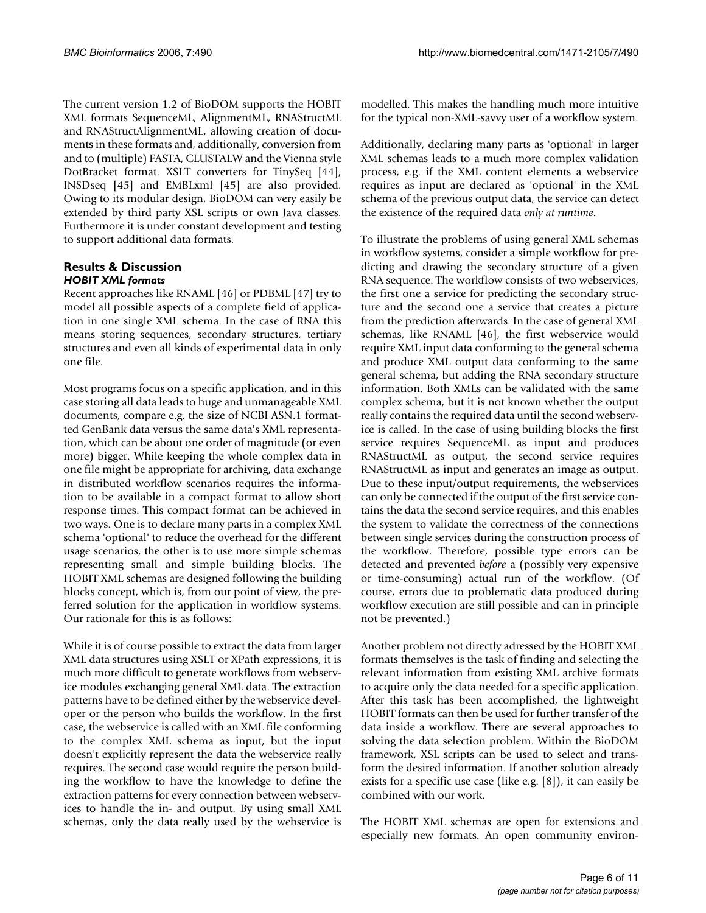The current version 1.2 of BioDOM supports the HOBIT XML formats SequenceML, AlignmentML, RNAStructML and RNAStructAlignmentML, allowing creation of documents in these formats and, additionally, conversion from and to (multiple) FASTA, CLUSTALW and the Vienna style DotBracket format. XSLT converters for TinySeq [44], INSDseq [45] and EMBLxml [45] are also provided. Owing to its modular design, BioDOM can very easily be extended by third party XSL scripts or own Java classes. Furthermore it is under constant development and testing to support additional data formats.

## Results & Discussion

### *HOBIT XML formats*

Recent approaches like RNAML [46] or PDBML [47] try to model all possible aspects of a complete field of application in one single XML schema. In the case of RNA this means storing sequences, secondary structures, tertiary structures and even all kinds of experimental data in only one file.

Most programs focus on a specific application, and in this case storing all data leads to huge and unmanageable XML documents, compare e.g. the size of NCBI ASN.1 formatted GenBank data versus the same data's XML representation, which can be about one order of magnitude (or even more) bigger. While keeping the whole complex data in one file might be appropriate for archiving, data exchange in distributed workflow scenarios requires the information to be available in a compact format to allow short response times. This compact format can be achieved in two ways. One is to declare many parts in a complex XML schema 'optional' to reduce the overhead for the different usage scenarios, the other is to use more simple schemas representing small and simple building blocks. The HOBIT XML schemas are designed following the building blocks concept, which is, from our point of view, the preferred solution for the application in workflow systems. Our rationale for this is as follows:

While it is of course possible to extract the data from larger XML data structures using XSLT or XPath expressions, it is much more difficult to generate workflows from webservice modules exchanging general XML data. The extraction patterns have to be defined either by the webservice developer or the person who builds the workflow. In the first case, the webservice is called with an XML file conforming to the complex XML schema as input, but the input doesn't explicitly represent the data the webservice really requires. The second case would require the person building the workflow to have the knowledge to define the extraction patterns for every connection between webservices to handle the in- and output. By using small XML schemas, only the data really used by the webservice is modelled. This makes the handling much more intuitive for the typical non-XML-savvy user of a workflow system.

Additionally, declaring many parts as 'optional' in larger XML schemas leads to a much more complex validation process, e.g. if the XML content elements a webservice requires as input are declared as 'optional' in the XML schema of the previous output data, the service can detect the existence of the required data *only at runtime*.

To illustrate the problems of using general XML schemas in workflow systems, consider a simple workflow for predicting and drawing the secondary structure of a given RNA sequence. The workflow consists of two webservices, the first one a service for predicting the secondary structure and the second one a service that creates a picture from the prediction afterwards. In the case of general XML schemas, like RNAML [46], the first webservice would require XML input data conforming to the general schema and produce XML output data conforming to the same general schema, but adding the RNA secondary structure information. Both XMLs can be validated with the same complex schema, but it is not known whether the output really contains the required data until the second webservice is called. In the case of using building blocks the first service requires SequenceML as input and produces RNAStructML as output, the second service requires RNAStructML as input and generates an image as output. Due to these input/output requirements, the webservices can only be connected if the output of the first service contains the data the second service requires, and this enables the system to validate the correctness of the connections between single services during the construction process of the workflow. Therefore, possible type errors can be detected and prevented *before* a (possibly very expensive or time-consuming) actual run of the workflow. (Of course, errors due to problematic data produced during workflow execution are still possible and can in principle not be prevented.)

Another problem not directly adressed by the HOBIT XML formats themselves is the task of finding and selecting the relevant information from existing XML archive formats to acquire only the data needed for a specific application. After this task has been accomplished, the lightweight HOBIT formats can then be used for further transfer of the data inside a workflow. There are several approaches to solving the data selection problem. Within the BioDOM framework, XSL scripts can be used to select and transform the desired information. If another solution already exists for a specific use case (like e.g. [8]), it can easily be combined with our work.

The HOBIT XML schemas are open for extensions and especially new formats. An open community environ-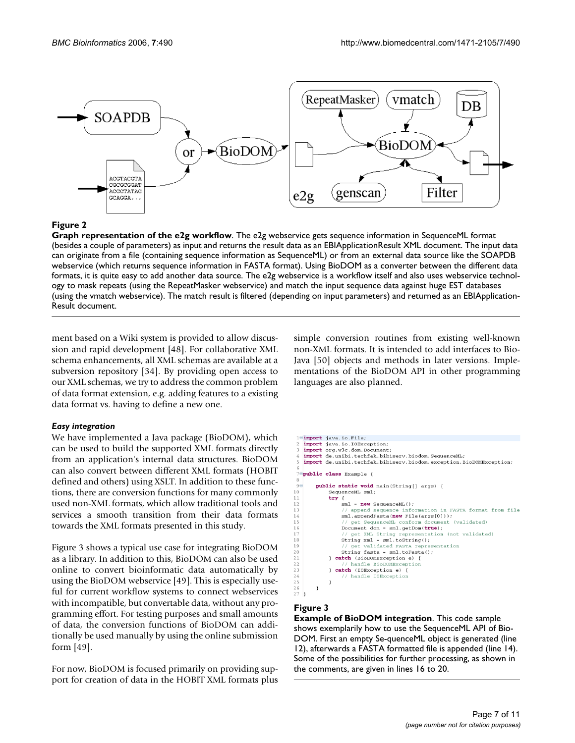**Figure 2**

**Graph representation of the e2g workflow**. The e2g webservice gets sequence information in SequenceML format (besides a couple of parameters) as input and returns the result data as an EBIApplicationResult XML document. The input data can originate from a file (containing sequence information as SequenceML) or from an external data source like the SOAPDB webservice (which returns sequence information in FASTA format). Using BioDOM as a converter between the different data formats, it is quite easy to add another data source. The e2g webservice is a workflow itself and also uses webservice technology to mask repeats (using the RepeatMasker webservice) and match the input sequence data against huge EST databases (using the vmatch webservice). The match result is filtered (depending on input parameters) and returned as an EBIApplication-Result document.

ment based on a Wiki system is provided to allow discussion and rapid development [48]. For collaborative XML schema enhancements, all XML schemas are available at a subversion repository [34]. By providing open access to our XML schemas, we try to address the common problem of data format extension, e.g. adding features to a existing data format vs. having to define a new one.

### *Easy integration*

We have implemented a Java package (BioDOM), which can be used to build the supported XML formats directly from an application's internal data structures. BioDOM can also convert between different XML formats (HOBIT defined and others) using XSLT. In addition to these functions, there are conversion functions for many commonly used non-XML formats, which allow traditional tools and services a smooth transition from their data formats towards the XML formats presented in this study.

Figure 3 shows a typical use case for integrating BioDOM as a library. In addition to this, BioDOM can also be used online to convert bioinformatic data automatically by using the BioDOM webservice [49]. This is especially useful for current workflow systems to connect webservices with incompatible, but convertable data, without any programming effort. For testing purposes and small amounts of data, the conversion functions of BioDOM can additionally be used manually by using the online submission form [49].

For now, BioDOM is focused primarily on providing support for creation of data in the HOBIT XML formats plus simple conversion routines from existing well-known non-XML formats. It is intended to add interfaces to BioJava [50] objects and methods in later versions. Implementations of the BioDOM API in other programming languages are also planned.

```
1  import java.io.File;
2  import java.io.IOException;
3  import org.w3c.dom.Document;
4  import de.unibi.techfak.bibiserv.biodom.SequenceML;
5  import de.unibi.techfak.bibiserv.biodom.exception.BioDOMException;
6
7  public class Example {
8
9      public static void main(String[] args) {
10         SequenceML sml;
11         try {
12             sml = new SequenceML();
13             // append sequence information in FASTA format from file
14             sml.appendFasta(new File(args[0]));
15             // get SequenceML conform document (validated)
16             Document dom = sml.getDom(true);
17             // get XML String representation (not validated)
18             String xml = sml.toString();
19             // get validated FASTA representation
20             String fasta = sml.toFasta();
21         } catch (BioDOMException e) {
22             // handle BioDOMException
23         } catch (IOException e) {
24             // handle IOException
25         }
26     }
27 }
```

**Figure 3**

**Example of BioDOM integration**. This code sample shows exemplarily how to use the SequenceML API of BioDOM. First an empty Se-quenceML object is generated (line 12), afterwards a FASTA formatted file is appended (line 14). Some of the possibilities for further processing, as shown in the comments, are given in lines 16 to 20.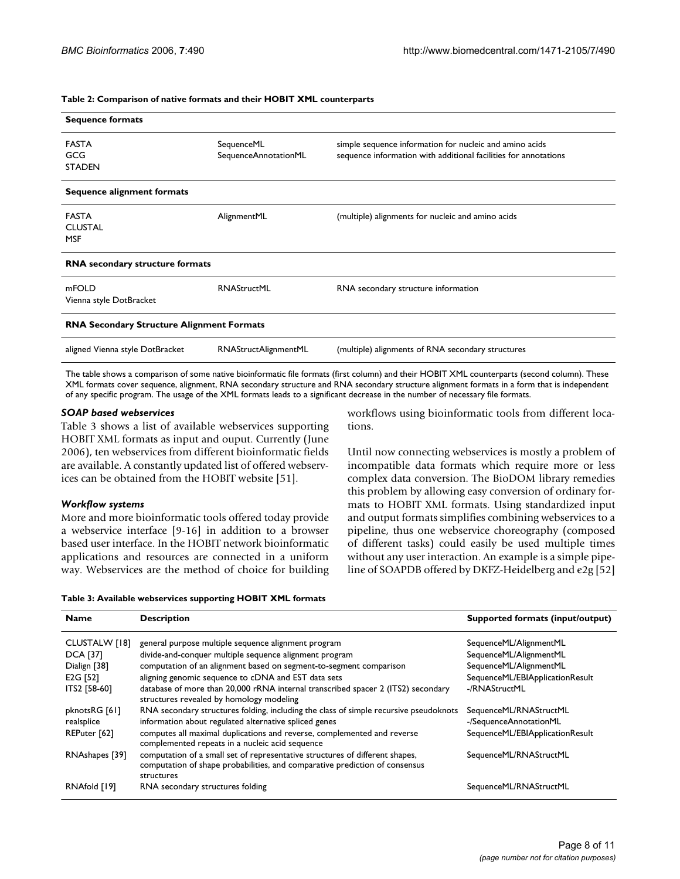**Table 2: Comparison of native formats and their HOBIT XML counterparts**

| **Sequence formats** | | |
|---|---|---|
| FASTA<br>GCG<br>STADEN | SequenceML<br>SequenceAnnotationML | simple sequence information for nucleic and amino acids<br>sequence information with additional facilities for annotations |
| **Sequence alignment formats** | | |
| FASTA<br>CLUSTAL<br>MSF | AlignmentML | (multiple) alignments for nucleic and amino acids |
| **RNA secondary structure formats** | | |
| mFOLD<br>Vienna style DotBracket | RNAStructML | RNA secondary structure information |
| **RNA Secondary Structure Alignment Formats** | | |
| aligned Vienna style DotBracket | RNAStructAlignmentML | (multiple) alignments of RNA secondary structures |

The table shows a comparison of some native bioinformatic file formats (first column) and their HOBIT XML counterparts (second column). These XML formats cover sequence, alignment, RNA secondary structure and RNA secondary structure alignment formats in a form that is independent of any specific program. The usage of the XML formats leads to a significant decrease in the number of necessary file formats.

### *SOAP based webservices*

Table 3 shows a list of available webservices supporting HOBIT XML formats as input and ouput. Currently (June 2006), ten webservices from different bioinformatic fields are available. A constantly updated list of offered webservices can be obtained from the HOBIT website [51].

### *Workflow systems*

More and more bioinformatic tools offered today provide a webservice interface [9-16] in addition to a browser based user interface. In the HOBIT network bioinformatic applications and resources are connected in a uniform way. Webservices are the method of choice for building workflows using bioinformatic tools from different locations.

Until now connecting webservices is mostly a problem of incompatible data formats which require more or less complex data conversion. The BioDOM library remedies this problem by allowing easy conversion of ordinary formats to HOBIT XML formats. Using standardized input and output formats simplifies combining webservices to a pipeline, thus one webservice choreography (composed of different tasks) could easily be used multiple times without any user interaction. An example is a simple pipeline of SOAPDB offered by DKFZ-Heidelberg and e2g [52]

**Table 3: Available webservices supporting HOBIT XML formats**

| **Name** | **Description** | **Supported formats (input/output)** |
|---|---|---|
| CLUSTALW [18] | general purpose multiple sequence alignment program | SequenceML/AlignmentML |
| DCA [37] | divide-and-conquer multiple sequence alignment program | SequenceML/AlignmentML |
| Dialign [38] | computation of an alignment based on segment-to-segment comparison | SequenceML/AlignmentML |
| E2G [52] | aligning genomic sequence to cDNA and EST data sets | SequenceML/EBIApplicationResult |
| ITS2 [58-60] | database of more than 20,000 rRNA internal transcribed spacer 2 (ITS2) secondary structures revealed by homology modeling | -/RNAStructML |
| pknotsRG [61] | RNA secondary structures folding, including the class of simple recursive pseudoknots | SequenceML/RNAStructML |
| realsplice | information about regulated alternative spliced genes | -/SequenceAnnotationML |
| REPuter [62] | computes all maximal duplications and reverse, complemented and reverse complemented repeats in a nucleic acid sequence | SequenceML/EBIApplicationResult |
| RNAshapes [39] | computation of a small set of representative structures of different shapes, computation of shape probabilities, and comparative prediction of consensus structures | SequenceML/RNAStructML |
| RNAfold [19] | RNA secondary structures folding | SequenceML/RNAStructML |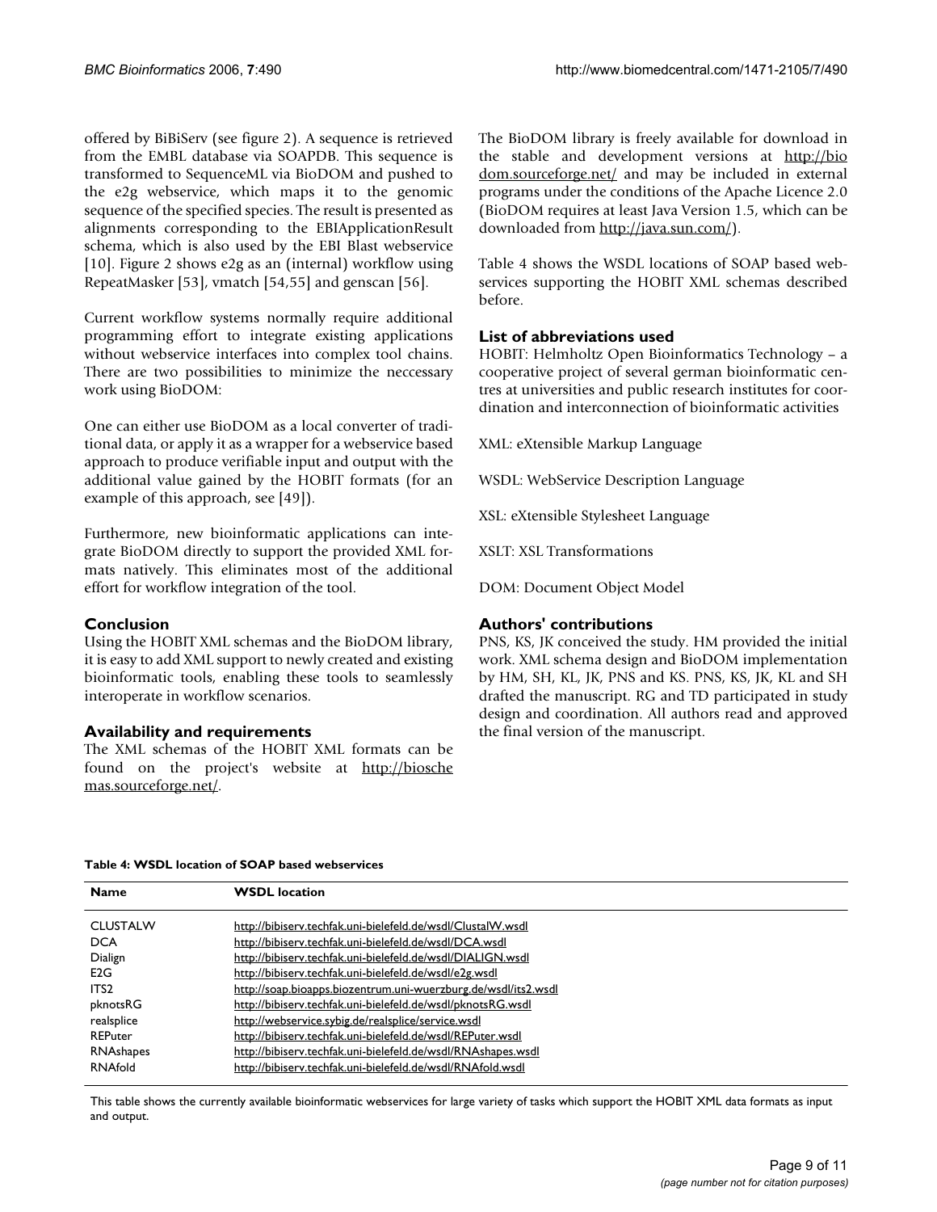offered by BiBiServ (see figure 2). A sequence is retrieved from the EMBL database via SOAPDB. This sequence is transformed to SequenceML via BioDOM and pushed to the e2g webservice, which maps it to the genomic sequence of the specified species. The result is presented as alignments corresponding to the EBIApplicationResult schema, which is also used by the EBI Blast webservice [10]. Figure 2 shows e2g as an (internal) workflow using RepeatMasker [53], vmatch [54,55] and genscan [56].

Current workflow systems normally require additional programming effort to integrate existing applications without webservice interfaces into complex tool chains. There are two possibilities to minimize the neccessary work using BioDOM:

One can either use BioDOM as a local converter of traditional data, or apply it as a wrapper for a webservice based approach to produce verifiable input and output with the additional value gained by the HOBIT formats (for an example of this approach, see [49]).

Furthermore, new bioinformatic applications can integrate BioDOM directly to support the provided XML formats natively. This eliminates most of the additional effort for workflow integration of the tool.

## Conclusion

Using the HOBIT XML schemas and the BioDOM library, it is easy to add XML support to newly created and existing bioinformatic tools, enabling these tools to seamlessly interoperate in workflow scenarios.

## Availability and requirements

The XML schemas of the HOBIT XML formats can be found on the project's website at http://bioschemas.sourceforge.net/.

The BioDOM library is freely available for download in the stable and development versions at http://biodom.sourceforge.net/ and may be included in external programs under the conditions of the Apache Licence 2.0 (BioDOM requires at least Java Version 1.5, which can be downloaded from http://java.sun.com/).

Table 4 shows the WSDL locations of SOAP based webservices supporting the HOBIT XML schemas described before.

## List of abbreviations used

HOBIT: Helmholtz Open Bioinformatics Technology – a cooperative project of several german bioinformatic centres at universities and public research institutes for coordination and interconnection of bioinformatic activities

XML: eXtensible Markup Language

WSDL: WebService Description Language

XSL: eXtensible Stylesheet Language

XSLT: XSL Transformations

DOM: Document Object Model

## Authors' contributions

PNS, KS, JK conceived the study. HM provided the initial work. XML schema design and BioDOM implementation by HM, SH, KL, JK, PNS and KS. PNS, KS, JK, KL and SH drafted the manuscript. RG and TD participated in study design and coordination. All authors read and approved the final version of the manuscript.

**Table 4: WSDL location of SOAP based webservices**

| Name | WSDL location |
|---|---|
| CLUSTALW | http://bibiserv.techfak.uni-bielefeld.de/wsdl/ClustalW.wsdl |
| DCA | http://bibiserv.techfak.uni-bielefeld.de/wsdl/DCA.wsdl |
| Dialign | http://bibiserv.techfak.uni-bielefeld.de/wsdl/DIALIGN.wsdl |
| E2G | http://bibiserv.techfak.uni-bielefeld.de/wsdl/e2g.wsdl |
| ITS2 | http://soap.bioapps.biozentrum.uni-wuerzburg.de/wsdl/its2.wsdl |
| pknotsRG | http://bibiserv.techfak.uni-bielefeld.de/wsdl/pknotsRG.wsdl |
| realsplice | http://webservice.sybig.de/realsplice/service.wsdl |
| REPuter | http://bibiserv.techfak.uni-bielefeld.de/wsdl/REPuter.wsdl |
| RNAshapes | http://bibiserv.techfak.uni-bielefeld.de/wsdl/RNAshapes.wsdl |
| RNAfold | http://bibiserv.techfak.uni-bielefeld.de/wsdl/RNAfold.wsdl |

This table shows the currently available bioinformatic webservices for large variety of tasks which support the HOBIT XML data formats as input and output.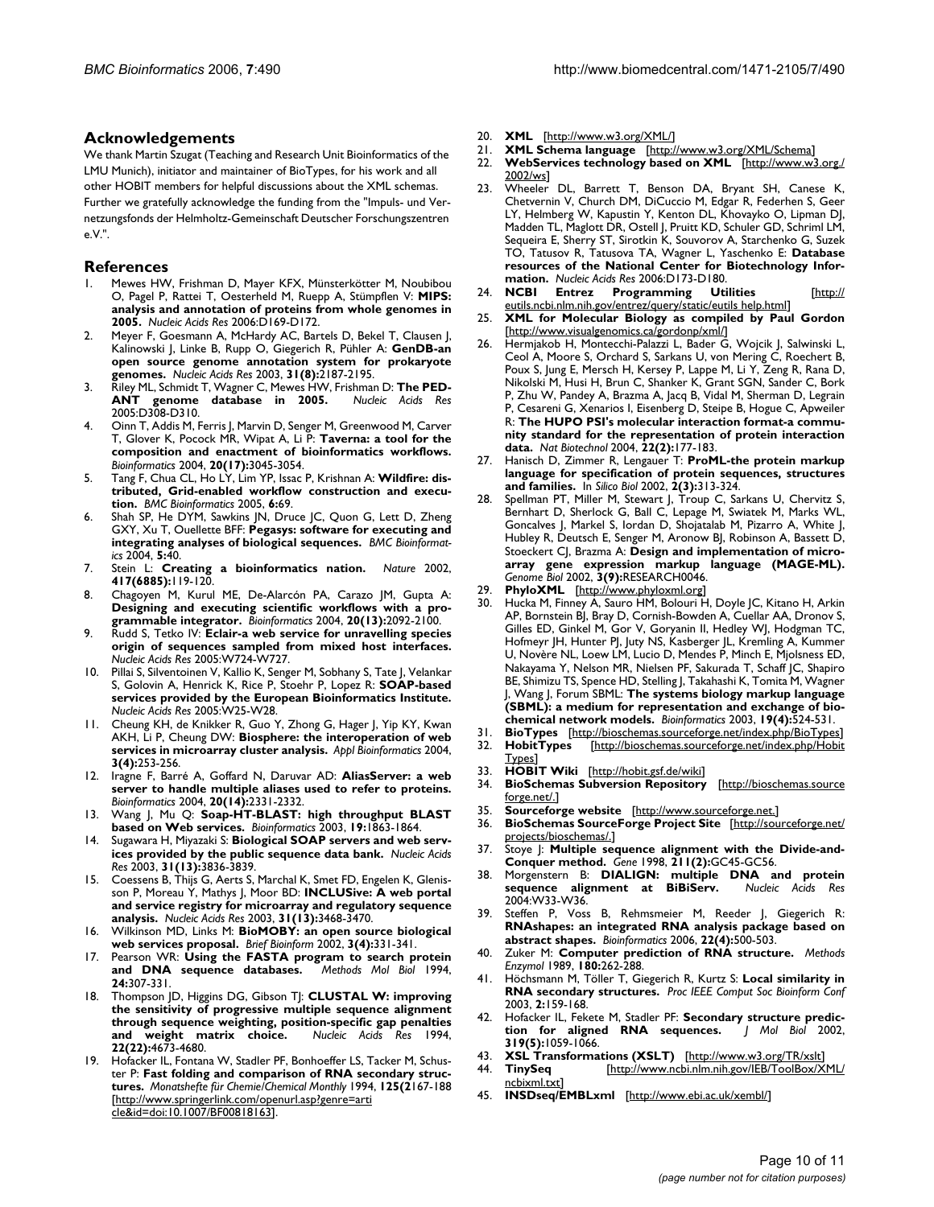## Acknowledgements

We thank Martin Szugat (Teaching and Research Unit Bioinformatics of the LMU Munich), initiator and maintainer of BioTypes, for his work and all other HOBIT members for helpful discussions about the XML schemas. Further we gratefully acknowledge the funding from the "Impuls- und Vernetzungsfonds der Helmholtz-Gemeinschaft Deutscher Forschungszentren e.V.".

## References

1. Mewes HW, Frishman D, Mayer KFX, Münsterkötter M, Noubibou O, Pagel P, Rattei T, Oesterheld M, Ruepp A, Stümpflen V: **MIPS: analysis and annotation of proteins from whole genomes in 2005.** *Nucleic Acids Res* 2006:D169-D172.
2. Meyer F, Goesmann A, McHardy AC, Bartels D, Bekel T, Clausen J, Kalinowski J, Linke B, Rupp O, Giegerich R, Pühler A: **GenDB-an open source genome annotation system for prokaryote genomes.** *Nucleic Acids Res* 2003, **31(8):**2187-2195.
3. Riley ML, Schmidt T, Wagner C, Mewes HW, Frishman D: **The PEDANT genome database in 2005.** *Nucleic Acids Res* 2005:D308-D310.
4. Oinn T, Addis M, Ferris J, Marvin D, Senger M, Greenwood M, Carver T, Glover K, Pocock MR, Wipat A, Li P: **Taverna: a tool for the composition and enactment of bioinformatics workflows.** *Bioinformatics* 2004, **20(17):**3045-3054.
5. Tang F, Chua CL, Ho LY, Lim YP, Issac P, Krishnan A: **Wildfire: distributed, Grid-enabled workflow construction and execution.** *BMC Bioinformatics* 2005, **6:**69.
6. Shah SP, He DYM, Sawkins JN, Druce JC, Quon G, Lett D, Zheng GXY, Xu T, Ouellette BFF: **Pegasys: software for executing and integrating analyses of biological sequences.** *BMC Bioinformatics* 2004, **5:**40.
7. Stein L: **Creating a bioinformatics nation.** *Nature* 2002, **417(6885):**119-120.
8. Chagoyen M, Kurul ME, De-Alarcón PA, Carazo JM, Gupta A: **Designing and executing scientific workflows with a programmable integrator.** *Bioinformatics* 2004, **20(13):**2092-2100.
9. Rudd S, Tetko IV: **Eclair-a web service for unravelling species origin of sequences sampled from mixed host interfaces.** *Nucleic Acids Res* 2005:W724-W727.
10. Pillai S, Silventoinen V, Kallio K, Senger M, Sobhany S, Tate J, Velankar S, Golovin A, Henrick K, Rice P, Stoehr P, Lopez R: **SOAP-based services provided by the European Bioinformatics Institute.** *Nucleic Acids Res* 2005:W25-W28.
11. Cheung KH, de Knikker R, Guo Y, Zhong G, Hager J, Yip KY, Kwan AKH, Li P, Cheung DW: **Biosphere: the interoperation of web services in microarray cluster analysis.** *Appl Bioinformatics* 2004, **3(4):**253-256.
12. Iragne F, Barré A, Goffard N, Daruvar AD: **AliasServer: a web server to handle multiple aliases used to refer to proteins.** *Bioinformatics* 2004, **20(14):**2331-2332.
13. Wang J, Mu Q: **Soap-HT-BLAST: high throughput BLAST based on Web services.** *Bioinformatics* 2003, **19:**1863-1864.
14. Sugawara H, Miyazaki S: **Biological SOAP servers and web services provided by the public sequence data bank.** *Nucleic Acids Res* 2003, **31(13):**3836-3839.
15. Coessens B, Thijs G, Aerts S, Marchal K, Smet FD, Engelen K, Glenisson P, Moreau Y, Mathys J, Moor BD: **INCLUSive: A web portal and service registry for microarray and regulatory sequence analysis.** *Nucleic Acids Res* 2003, **31(13):**3468-3470.
16. Wilkinson MD, Links M: **BioMOBY: an open source biological web services proposal.** *Brief Bioinform* 2002, **3(4):**331-341.
17. Pearson WR: **Using the FASTA program to search protein and DNA sequence databases.** *Methods Mol Biol* 1994, **24:**307-331.
18. Thompson JD, Higgins DG, Gibson TJ: **CLUSTAL W: improving the sensitivity of progressive multiple sequence alignment through sequence weighting, position-specific gap penalties and weight matrix choice.** *Nucleic Acids Res* 1994, **22(22):**4673-4680.
19. Hofacker IL, Fontana W, Stadler PF, Bonhoeffer LS, Tacker M, Schuster P: **Fast folding and comparison of RNA secondary structures.** *Monatshefte für Chemie/Chemical Monthly* 1994, **125(2**167-188 [http://www.springerlink.com/openurl.asp?genre=article&id=doi:10.1007/BF00818163].
20. **XML** [http://www.w3.org/XML/]
21. **XML Schema language** [http://www.w3.org/XML/Schema]
22. **WebServices technology based on XML** [http://www.w3.org./2002/ws]
23. Wheeler DL, Barrett T, Benson DA, Bryant SH, Canese K, Chetvernin V, Church DM, DiCuccio M, Edgar R, Federhen S, Geer LY, Helmberg W, Kapustin Y, Kenton DL, Khovayko O, Lipman DJ, Madden TL, Maglott DR, Ostell J, Pruitt KD, Schuler GD, Schriml LM, Sequeira E, Sherry ST, Sirotkin K, Souvorov A, Starchenko G, Suzek TO, Tatusov R, Tatusova TA, Wagner L, Yaschenko E: **Database resources of the National Center for Biotechnology Information.** *Nucleic Acids Res* 2006:D173-D180.
24. **NCBI Entrez Programming Utilities** [http://eutils.ncbi.nlm.nih.gov/entrez/query/static/eutils help.html]
25. **XML for Molecular Biology as compiled by Paul Gordon** [http://www.visualgenomics.ca/gordonp/xml/]
26. Hermjakob H, Montecchi-Palazzi L, Bader G, Wojcik J, Salwinski L, Ceol A, Moore S, Orchard S, Sarkans U, von Mering C, Roechert B, Poux S, Jung E, Mersch H, Kersey P, Lappe M, Li Y, Zeng R, Rana D, Nikolski M, Husi H, Brun C, Shanker K, Grant SGN, Sander C, Bork P, Zhu W, Pandey A, Brazma A, Jacq B, Vidal M, Sherman D, Legrain P, Cesareni G, Xenarios I, Eisenberg D, Steipe B, Hogue C, Apweiler R: **The HUPO PSI's molecular interaction format-a community standard for the representation of protein interaction data.** *Nat Biotechnol* 2004, **22(2):**177-183.
27. Hanisch D, Zimmer R, Lengauer T: **ProML-the protein markup language for specification of protein sequences, structures and families.** *In Silico Biol* 2002, **2(3):**313-324.
28. Spellman PT, Miller M, Stewart J, Troup C, Sarkans U, Chervitz S, Bernhart D, Sherlock G, Ball C, Lepage M, Swiatek M, Marks WL, Goncalves J, Markel S, Iordan D, Shojatalab M, Pizarro A, White J, Hubley R, Deutsch E, Senger M, Aronow BJ, Robinson A, Bassett D, Stoeckert CJ, Brazma A: **Design and implementation of microarray gene expression markup language (MAGE-ML).** *Genome Biol* 2002, **3(9):**RESEARCH0046.
29. **PhyloXML** [http://www.phyloxml.org]
30. Hucka M, Finney A, Sauro HM, Bolouri H, Doyle JC, Kitano H, Arkin AP, Bornstein BJ, Bray D, Cornish-Bowden A, Cuellar AA, Dronov S, Gilles ED, Ginkel M, Gor V, Goryanin II, Hedley WJ, Hodgman TC, Hofmeyr JH, Hunter PJ, Juty NS, Kasberger JL, Kremling A, Kummer U, Novère NL, Loew LM, Lucio D, Mendes P, Minch E, Mjolsness ED, Nakayama Y, Nelson MR, Nielsen PF, Sakurada T, Schaff JC, Shapiro BE, Shimizu TS, Spence HD, Stelling J, Takahashi K, Tomita M, Wagner J, Wang J, Forum SBML: **The systems biology markup language (SBML): a medium for representation and exchange of biochemical network models.** *Bioinformatics* 2003, **19(4):**524-531.
31. **BioTypes** [http://bioschemas.sourceforge.net/index.php/BioTypes]
32. **HobitTypes** [http://bioschemas.sourceforge.net/index.php/HobitTypes]
33. **HOBIT Wiki** [http://hobit.gsf.de/wiki]
34. **BioSchemas Subversion Repository** [http://bioschemas.sourceforge.net/.]
35. **Sourceforge website** [http://www.sourceforge.net.]
36. **BioSchemas SourceForge Project Site** [http://sourceforge.net/projects/bioschemas/.]
37. Stoye J: **Multiple sequence alignment with the Divide-and-Conquer method.** *Gene* 1998, **211(2):**GC45-GC56.
38. Morgenstern B: **DIALIGN: multiple DNA and protein sequence alignment at BiBiServ.** *Nucleic Acids Res* 2004:W33-W36.
39. Steffen P, Voss B, Rehmsmeier M, Reeder J, Giegerich R: **RNAshapes: an integrated RNA analysis package based on abstract shapes.** *Bioinformatics* 2006, **22(4):**500-503.
40. Zuker M: **Computer prediction of RNA structure.** *Methods Enzymol* 1989, **180:**262-288.
41. Höchsmann M, Töller T, Giegerich R, Kurtz S: **Local similarity in RNA secondary structures.** *Proc IEEE Comput Soc Bioinform Conf* 2003, **2:**159-168.
42. Hofacker IL, Fekete M, Stadler PF: **Secondary structure prediction for aligned RNA sequences.** *J Mol Biol* 2002, **319(5):**1059-1066.
43. **XSL Transformations (XSLT)** [http://www.w3.org/TR/xslt]
44. **TinySeq** [http://www.ncbi.nlm.nih.gov/IEB/ToolBox/XML/ncbixml.txt]
45. **INSDseq/EMBLxml** [http://www.ebi.ac.uk/xembl/]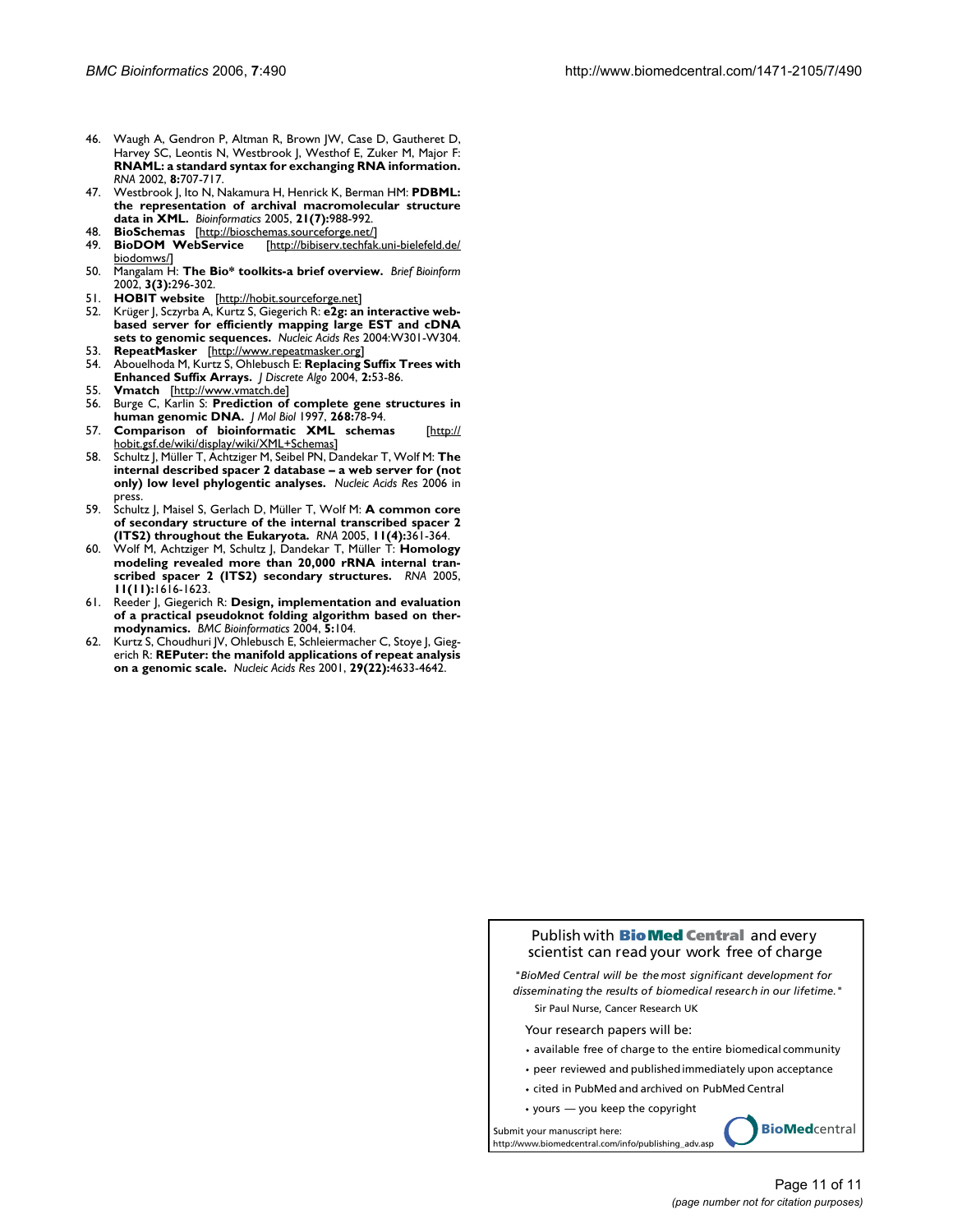46. Waugh A, Gendron P, Altman R, Brown JW, Case D, Gautheret D, Harvey SC, Leontis N, Westbrook J, Westhof E, Zuker M, Major F: **RNAML: a standard syntax for exchanging RNA information.** *RNA* 2002, **8:**707-717.
47. Westbrook J, Ito N, Nakamura H, Henrick K, Berman HM: **PDBML: the representation of archival macromolecular structure data in XML.** *Bioinformatics* 2005, **21(7):**988-992.
48. **BioSchemas** [http://bioschemas.sourceforge.net/]
49. **BioDOM WebService** [http://bibiserv.techfak.uni-bielefeld.de/biodomws/]
50. Mangalam H: **The Bio* toolkits-a brief overview.** *Brief Bioinform* 2002, **3(3):**296-302.
51. **HOBIT website** [http://hobit.sourceforge.net]
52. Krüger J, Sczyrba A, Kurtz S, Giegerich R: **e2g: an interactive web-based server for efficiently mapping large EST and cDNA sets to genomic sequences.** *Nucleic Acids Res* 2004:W301-W304.
53. **RepeatMasker** [http://www.repeatmasker.org]
54. Abouelhoda M, Kurtz S, Ohlebusch E: **Replacing Suffix Trees with Enhanced Suffix Arrays.** *J Discrete Algo* 2004, **2:**53-86.
55. **Vmatch** [http://www.vmatch.de]
56. Burge C, Karlin S: **Prediction of complete gene structures in human genomic DNA.** *J Mol Biol* 1997, **268:**78-94.
57. **Comparison of bioinformatic XML schemas** [http://hobit.gsf.de/wiki/display/wiki/XML+Schemas]
58. Schultz J, Müller T, Achtziger M, Seibel PN, Dandekar T, Wolf M: **The internal described spacer 2 database – a web server for (not only) low level phylogentic analyses.** *Nucleic Acids Res* 2006 in press.
59. Schultz J, Maisel S, Gerlach D, Müller T, Wolf M: **A common core of secondary structure of the internal transcribed spacer 2 (ITS2) throughout the Eukaryota.** *RNA* 2005, **11(4):**361-364.
60. Wolf M, Achtziger M, Schultz J, Dandekar T, Müller T: **Homology modeling revealed more than 20,000 rRNA internal transcribed spacer 2 (ITS2) secondary structures.** *RNA* 2005, **11(11):**1616-1623.
61. Reeder J, Giegerich R: **Design, implementation and evaluation of a practical pseudoknot folding algorithm based on thermodynamics.** *BMC Bioinformatics* 2004, **5:**104.
62. Kurtz S, Choudhuri JV, Ohlebusch E, Schleiermacher C, Stoye J, Giegerich R: **REPuter: the manifold applications of repeat analysis on a genomic scale.** *Nucleic Acids Res* 2001, **29(22):**4633-4642.

Publish with **BioMed Central** and every scientist can read your work free of charge

*"BioMed Central will be the most significant development for disseminating the results of biomedical research in our lifetime."*

Sir Paul Nurse, Cancer Research UK

Your research papers will be:

- available free of charge to the entire biomedical community
- peer reviewed and published immediately upon acceptance
- cited in PubMed and archived on PubMed Central
- yours — you keep the copyright

Submit your manuscript here:
http://www.biomedcentral.com/info/publishing_adv.asp

**BioMed**central